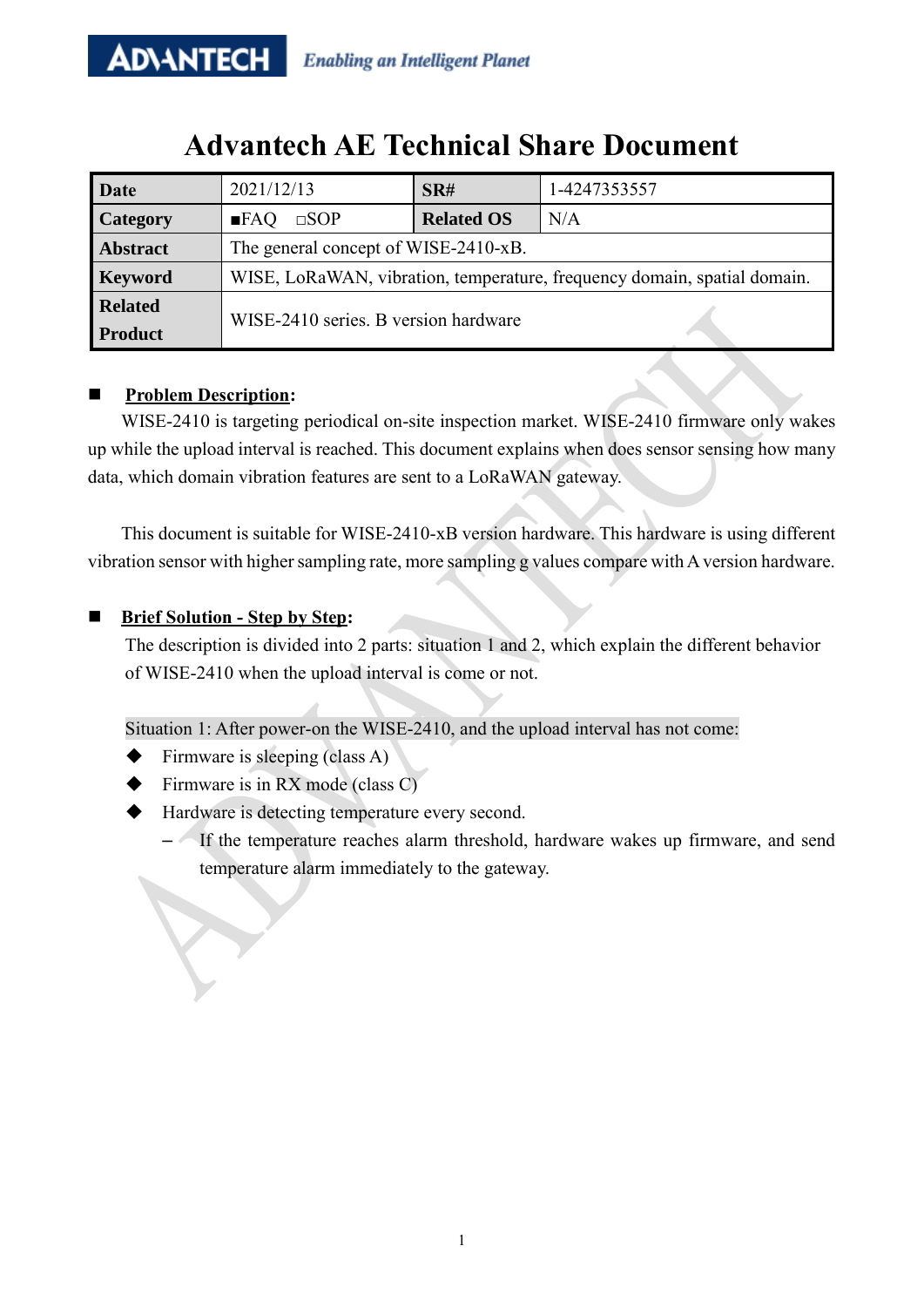ADVANTECH *Enabling an Intelligent Planet*

# Advantech AE Technical Share Document

| Date | 2021/12/13 | SR# | 1-4247353557 |
|---|---|---|---|
| Category | ■FAQ □SOP | Related OS | N/A |
| Abstract | The general concept of WISE-2410-xB. | | |
| Keyword | WISE, LoRaWAN, vibration, temperature, frequency domain, spatial domain. | | |
| Related Product | WISE-2410 series. B version hardware | | |

## ■ Problem Description:

WISE-2410 is targeting periodical on-site inspection market. WISE-2410 firmware only wakes up while the upload interval is reached. This document explains when does sensor sensing how many data, which domain vibration features are sent to a LoRaWAN gateway.

This document is suitable for WISE-2410-xB version hardware. This hardware is using different vibration sensor with higher sampling rate, more sampling g values compare with A version hardware.

## ■ Brief Solution - Step by Step:

The description is divided into 2 parts: situation 1 and 2, which explain the different behavior of WISE-2410 when the upload interval is come or not.

Situation 1: After power-on the WISE-2410, and the upload interval has not come:

- Firmware is sleeping (class A)
- Firmware is in RX mode (class C)
- Hardware is detecting temperature every second.
  - If the temperature reaches alarm threshold, hardware wakes up firmware, and send temperature alarm immediately to the gateway.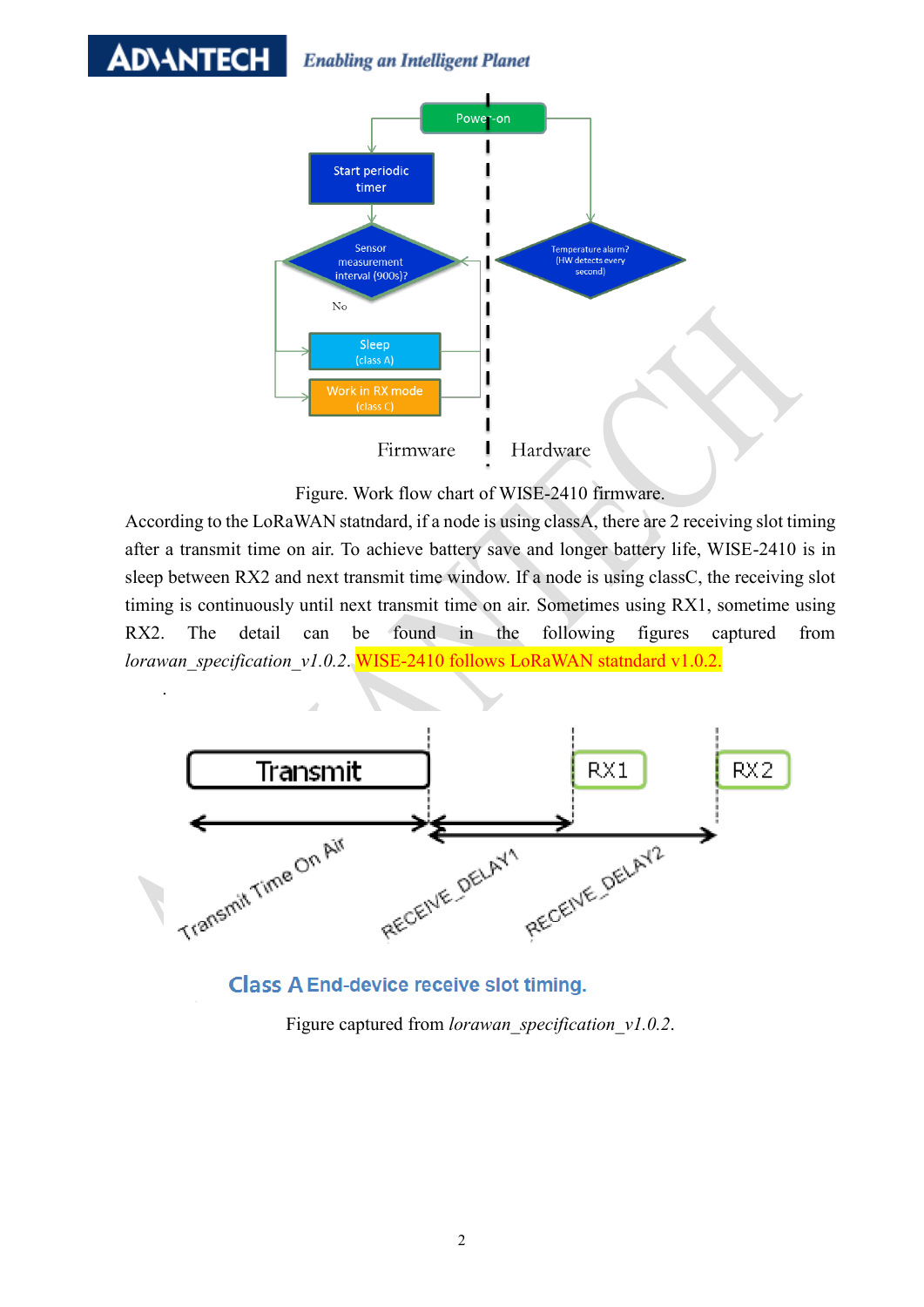Figure. Work flow chart of WISE-2410 firmware.

According to the LoRaWAN statndard, if a node is using classA, there are 2 receiving slot timing after a transmit time on air. To achieve battery save and longer battery life, WISE-2410 is in sleep between RX2 and next transmit time window. If a node is using classC, the receiving slot timing is continuously until next transmit time on air. Sometimes using RX1, sometime using RX2. The detail can be found in the following figures captured from *lorawan_specification_v1.0.2*. WISE-2410 follows LoRaWAN statndard v1.0.2.

Class A End-device receive slot timing.

Figure captured from *lorawan_specification_v1.0.2*.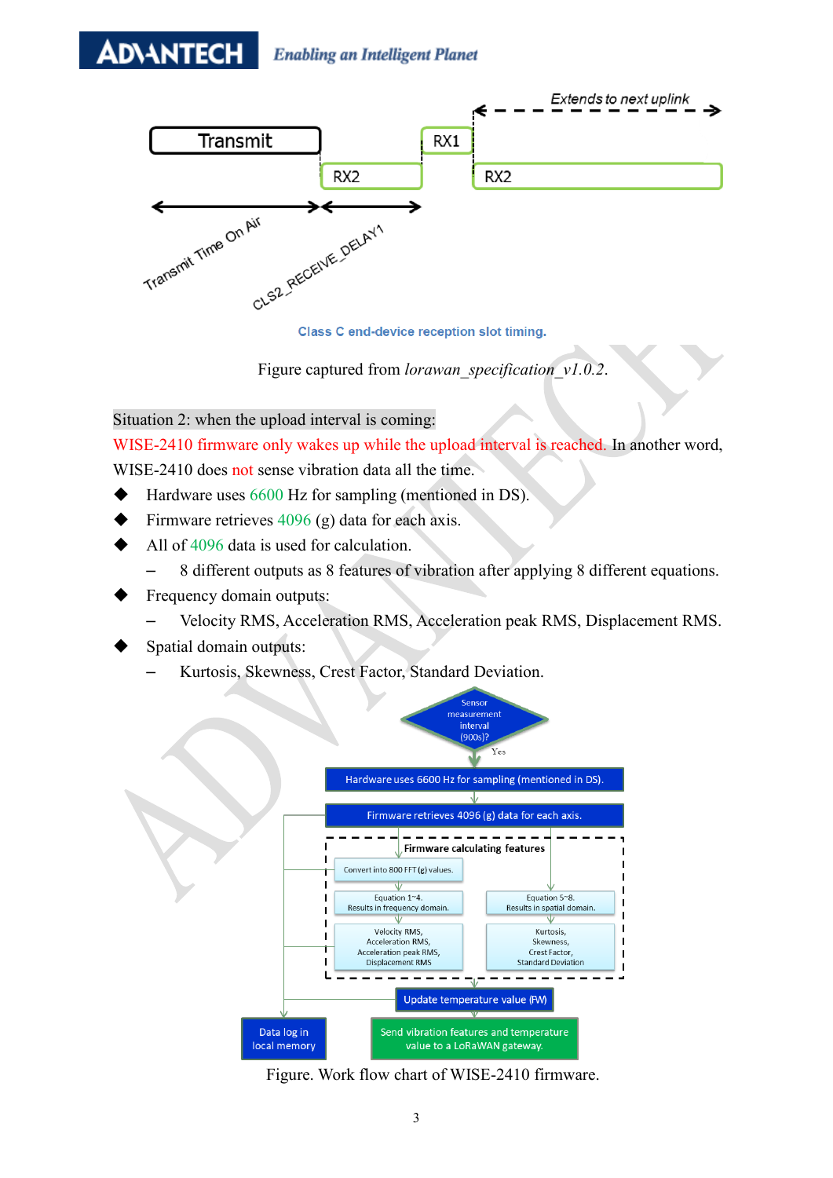Transmit

RX2

RX1

RX2

Extends to next uplink

Transmit Time On Air

CLS2_RECEIVE_DELAY1

Class C end-device reception slot timing.

Figure captured from *lorawan_specification_v1.0.2*.

Situation 2: when the upload interval is coming:

WISE-2410 firmware only wakes up while the upload interval is reached. In another word, WISE-2410 does not sense vibration data all the time.

- Hardware uses 6600 Hz for sampling (mentioned in DS).
- Firmware retrieves 4096 (g) data for each axis.
- All of 4096 data is used for calculation.
  - 8 different outputs as 8 features of vibration after applying 8 different equations.
- Frequency domain outputs:
  - Velocity RMS, Acceleration RMS, Acceleration peak RMS, Displacement RMS.
- Spatial domain outputs:
  - Kurtosis, Skewness, Crest Factor, Standard Deviation.

Sensor measurement interval (900s)?

Yes

Hardware uses 6600 Hz for sampling (mentioned in DS).

Firmware retrieves 4096 (g) data for each axis.

Firmware calculating features

Convert into 800 FFT (g) values.

Equation 1~4. Results in frequency domain.

Equation 5~8. Results in spatial domain.

Velocity RMS, Acceleration RMS, Acceleration peak RMS, Displacement RMS

Kurtosis, Skewness, Crest Factor, Standard Deviation

Update temperature value (FW)

Data log in local memory

Send vibration features and temperature value to a LoRaWAN gateway.

Figure. Work flow chart of WISE-2410 firmware.